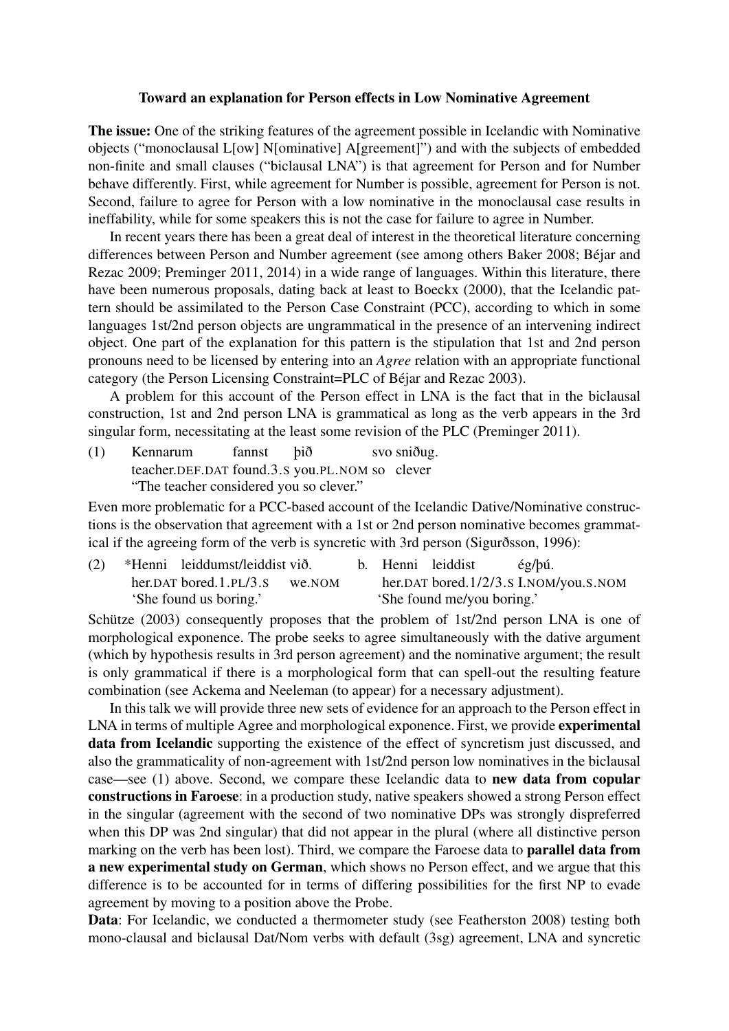**Toward an explanation for Person effects in Low Nominative Agreement**

**The issue:** One of the striking features of the agreement possible in Icelandic with Nominative objects ("monoclausal L[ow] N[ominative] A[greement]") and with the subjects of embedded non-finite and small clauses ("biclausal LNA") is that agreement for Person and for Number behave differently. First, while agreement for Number is possible, agreement for Person is not. Second, failure to agree for Person with a low nominative in the monoclausal case results in ineffability, while for some speakers this is not the case for failure to agree in Number.

In recent years there has been a great deal of interest in the theoretical literature concerning differences between Person and Number agreement (see among others Baker 2008; Béjar and Rezac 2009; Preminger 2011, 2014) in a wide range of languages. Within this literature, there have been numerous proposals, dating back at least to Boeckx (2000), that the Icelandic pattern should be assimilated to the Person Case Constraint (PCC), according to which in some languages 1st/2nd person objects are ungrammatical in the presence of an intervening indirect object. One part of the explanation for this pattern is the stipulation that 1st and 2nd person pronouns need to be licensed by entering into an *Agree* relation with an appropriate functional category (the Person Licensing Constraint=PLC of Béjar and Rezac 2003).

A problem for this account of the Person effect in LNA is the fact that in the biclausal construction, 1st and 2nd person LNA is grammatical as long as the verb appears in the 3rd singular form, necessitating at the least some revision of the PLC (Preminger 2011).

(1) Kennarum fannst þið svo sniðug.
teacher.DEF.DAT found.3.S you.PL.NOM so clever
"The teacher considered you so clever."

Even more problematic for a PCC-based account of the Icelandic Dative/Nominative constructions is the observation that agreement with a 1st or 2nd person nominative becomes grammatical if the agreeing form of the verb is syncretic with 3rd person (Sigurðsson, 1996):

(2) *Henni leiddumst/leiddist við.
her.DAT bored.1.PL/3.S we.NOM
'She found us boring.'

b. Henni leiddist ég/þú.
her.DAT bored.1/2/3.S I.NOM/you.S.NOM
'She found me/you boring.'

Schütze (2003) consequently proposes that the problem of 1st/2nd person LNA is one of morphological exponence. The probe seeks to agree simultaneously with the dative argument (which by hypothesis results in 3rd person agreement) and the nominative argument; the result is only grammatical if there is a morphological form that can spell-out the resulting feature combination (see Ackema and Neeleman (to appear) for a necessary adjustment).

In this talk we will provide three new sets of evidence for an approach to the Person effect in LNA in terms of multiple Agree and morphological exponence. First, we provide **experimental data from Icelandic** supporting the existence of the effect of syncretism just discussed, and also the grammaticality of non-agreement with 1st/2nd person low nominatives in the biclausal case—see (1) above. Second, we compare these Icelandic data to **new data from copular constructions in Faroese**: in a production study, native speakers showed a strong Person effect in the singular (agreement with the second of two nominative DPs was strongly dispreferred when this DP was 2nd singular) that did not appear in the plural (where all distinctive person marking on the verb has been lost). Third, we compare the Faroese data to **parallel data from a new experimental study on German**, which shows no Person effect, and we argue that this difference is to be accounted for in terms of differing possibilities for the first NP to evade agreement by moving to a position above the Probe.

**Data**: For Icelandic, we conducted a thermometer study (see Featherston 2008) testing both mono-clausal and biclausal Dat/Nom verbs with default (3sg) agreement, LNA and syncretic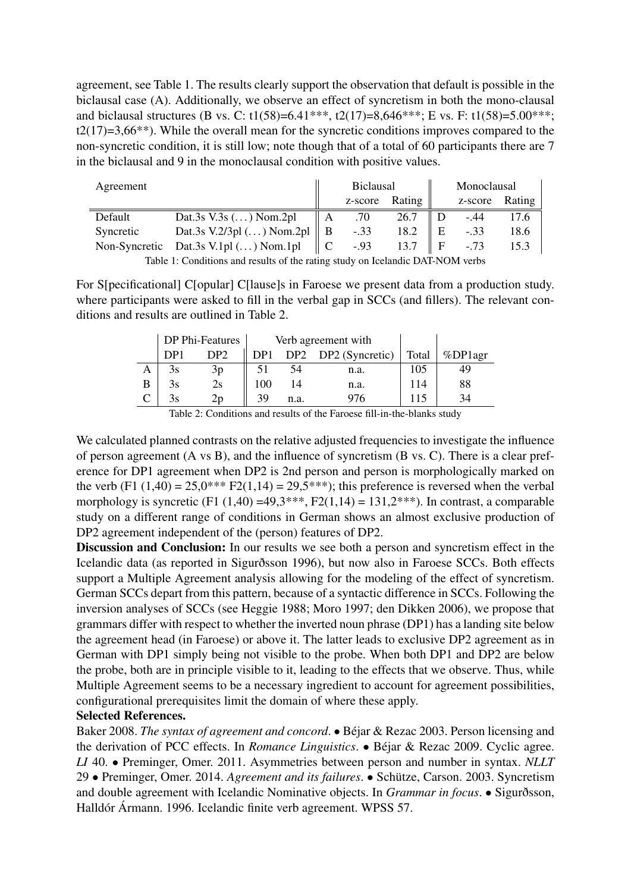agreement, see Table 1. The results clearly support the observation that default is possible in the biclausal case (A). Additionally, we observe an effect of syncretism in both the mono-clausal and biclausal structures (B vs. C: $t1(58)=6.41$***, $t2(17)=8{,}646$***; E vs. F: $t1(58)=5.00$***; $t2(17)=3{,}66$**). While the overall mean for the syncretic conditions improves compared to the non-syncretic condition, it is still low; note though that of a total of 60 participants there are 7 in the biclausal and 9 in the monoclausal condition with positive values.

| Agreement | | | Biclausal | | | Monoclausal | |
|---|---|---|---|---|---|---|---|
| | | | z-score | Rating | | z-score | Rating |
| Default | Dat.3s V.3s (...) Nom.2pl | A | .70 | 26.7 | D | -.44 | 17.6 |
| Syncretic | Dat.3s V.2/3pl (...) Nom.2pl | B | -.33 | 18.2 | E | -.33 | 18.6 |
| Non-Syncretic | Dat.3s V.1pl (...) Nom.1pl | C | -.93 | 13.7 | F | -.73 | 15.3 |

Table 1: Conditions and results of the rating study on Icelandic DAT-NOM verbs

For S[pecificational] C[opular] C[lause]s in Faroese we present data from a production study. where participants were asked to fill in the verbal gap in SCCs (and fillers). The relevant conditions and results are outlined in Table 2.

| | DP Phi-Features | | Verb agreement with | | | | |
|---|---|---|---|---|---|---|---|
| | DP1 | DP2 | DP1 | DP2 | DP2 (Syncretic) | Total | %DP1agr |
| A | 3s | 3p | 51 | 54 | n.a. | 105 | 49 |
| B | 3s | 2s | 100 | 14 | n.a. | 114 | 88 |
| C | 3s | 2p | 39 | n.a. | 976 | 115 | 34 |

Table 2: Conditions and results of the Faroese fill-in-the-blanks study

We calculated planned contrasts on the relative adjusted frequencies to investigate the influence of person agreement (A vs B), and the influence of syncretism (B vs. C). There is a clear preference for DP1 agreement when DP2 is 2nd person and person is morphologically marked on the verb ($F1\ (1{,}40) = 25{,}0$*** $F2(1{,}14) = 29{,}5$***); this preference is reversed when the verbal morphology is syncretic ($F1\ (1{,}40) = 49{,}3$***, $F2(1{,}14) = 131{,}2$***). In contrast, a comparable study on a different range of conditions in German shows an almost exclusive production of DP2 agreement independent of the (person) features of DP2.

**Discussion and Conclusion:** In our results we see both a person and syncretism effect in the Icelandic data (as reported in Sigurðsson 1996), but now also in Faroese SCCs. Both effects support a Multiple Agreement analysis allowing for the modeling of the effect of syncretism. German SCCs depart from this pattern, because of a syntactic difference in SCCs. Following the inversion analyses of SCCs (see Heggie 1988; Moro 1997; den Dikken 2006), we propose that grammars differ with respect to whether the inverted noun phrase (DP1) has a landing site below the agreement head (in Faroese) or above it. The latter leads to exclusive DP2 agreement as in German with DP1 simply being not visible to the probe. When both DP1 and DP2 are below the probe, both are in principle visible to it, leading to the effects that we observe. Thus, while Multiple Agreement seems to be a necessary ingredient to account for agreement possibilities, configurational prerequisites limit the domain of where these apply.

**Selected References.**

Baker 2008. *The syntax of agreement and concord*. • Béjar & Rezac 2003. Person licensing and the derivation of PCC effects. In *Romance Linguistics*. • Béjar & Rezac 2009. Cyclic agree. *LI* 40. • Preminger, Omer. 2011. Asymmetries between person and number in syntax. *NLLT* 29 • Preminger, Omer. 2014. *Agreement and its failures*. • Schütze, Carson. 2003. Syncretism and double agreement with Icelandic Nominative objects. In *Grammar in focus*. • Sigurðsson, Halldór Ármann. 1996. Icelandic finite verb agreement. WPSS 57.